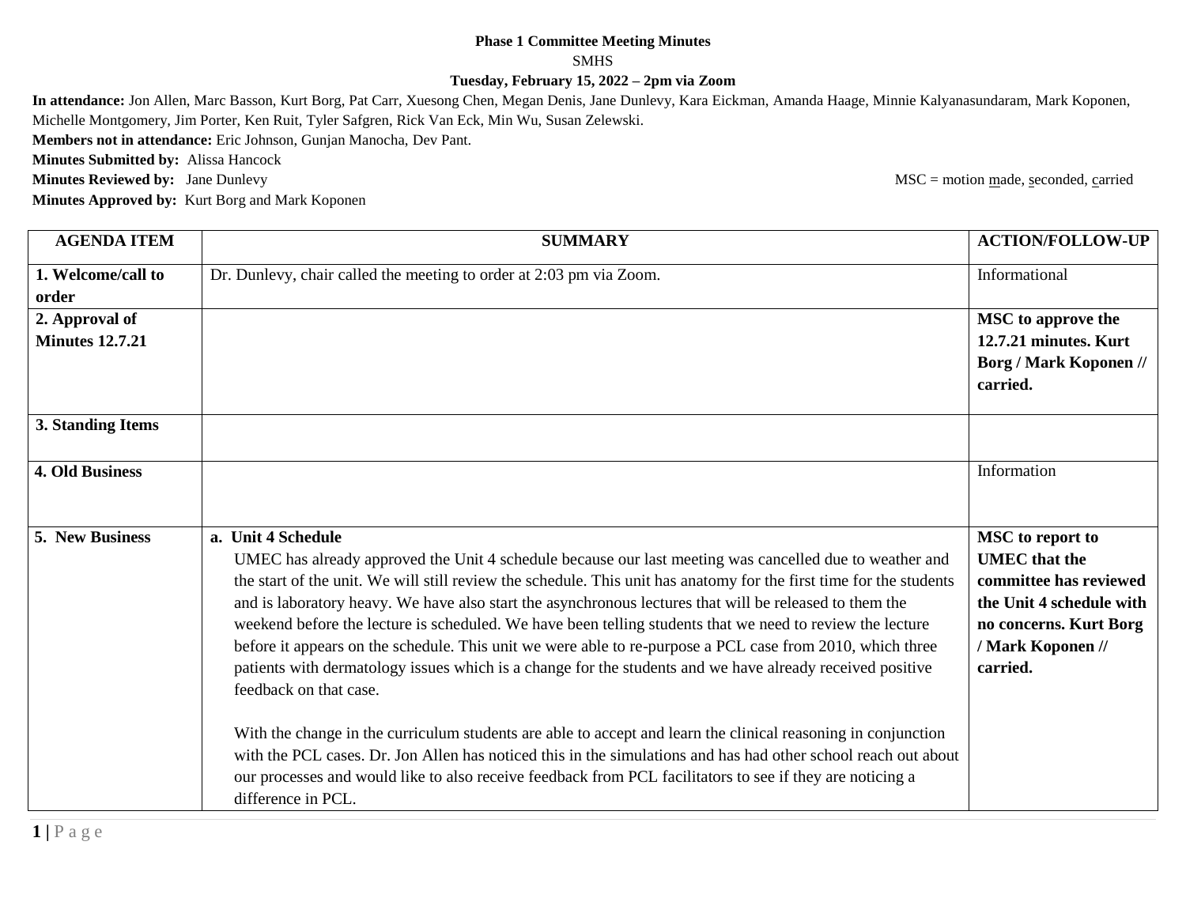**Phase 1 Committee Meeting Minutes**

SMHS

**Tuesday, February 15, 2022 – 2pm via Zoom**

**In attendance:** Jon Allen, Marc Basson, Kurt Borg, Pat Carr, Xuesong Chen, Megan Denis, Jane Dunlevy, Kara Eickman, Amanda Haage, Minnie Kalyanasundaram, Mark Koponen, Michelle Montgomery, Jim Porter, Ken Ruit, Tyler Safgren, Rick Van Eck, Min Wu, Susan Zelewski.

**Members not in attendance:** Eric Johnson, Gunjan Manocha, Dev Pant.

**Minutes Submitted by:** Alissa Hancock

**Minutes Reviewed by:** Jane Dunlevy

MSC = motion made, seconded, carried

**Minutes Approved by:** Kurt Borg and Mark Koponen

| AGENDA ITEM | SUMMARY | ACTION/FOLLOW-UP |
|---|---|---|
| **1. Welcome/call to order** | Dr. Dunlevy, chair called the meeting to order at 2:03 pm via Zoom. | Informational |
| **2. Approval of Minutes 12.7.21** | | **MSC to approve the 12.7.21 minutes. Kurt Borg / Mark Koponen // carried.** |
| **3. Standing Items** | | |
| **4. Old Business** | | Information |
| **5. New Business** | **a. Unit 4 Schedule**<br>UMEC has already approved the Unit 4 schedule because our last meeting was cancelled due to weather and the start of the unit. We will still review the schedule. This unit has anatomy for the first time for the students and is laboratory heavy. We have also start the asynchronous lectures that will be released to them the weekend before the lecture is scheduled. We have been telling students that we need to review the lecture before it appears on the schedule. This unit we were able to re-purpose a PCL case from 2010, which three patients with dermatology issues which is a change for the students and we have already received positive feedback on that case.<br><br>With the change in the curriculum students are able to accept and learn the clinical reasoning in conjunction with the PCL cases. Dr. Jon Allen has noticed this in the simulations and has had other school reach out about our processes and would like to also receive feedback from PCL facilitators to see if they are noticing a difference in PCL. | **MSC to report to UMEC that the committee has reviewed the Unit 4 schedule with no concerns. Kurt Borg / Mark Koponen // carried.** |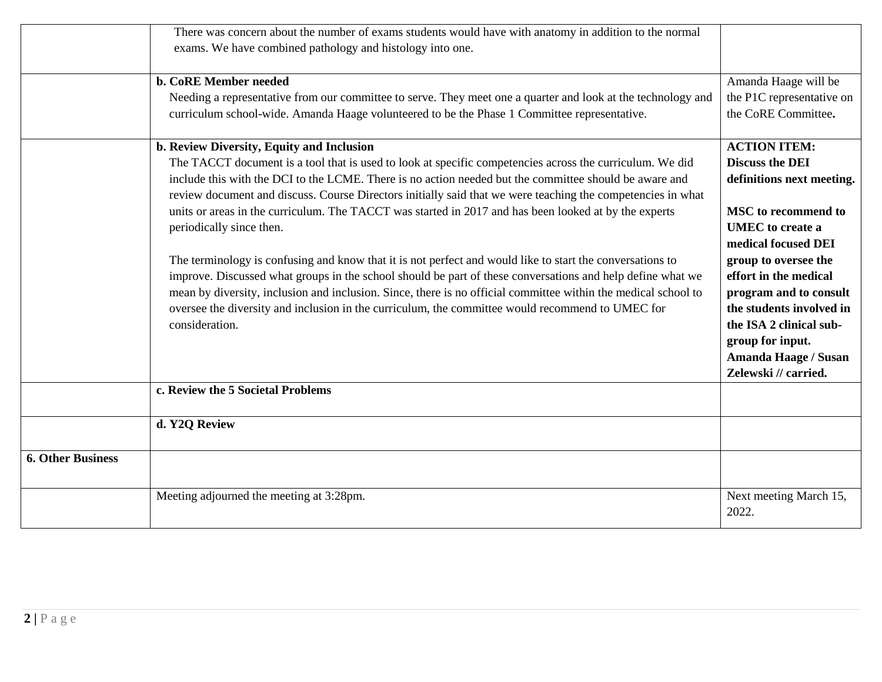| | | |
|---|---|---|
| | There was concern about the number of exams students would have with anatomy in addition to the normal exams. We have combined pathology and histology into one. | |
| | **b. CoRE Member needed**<br>Needing a representative from our committee to serve. They meet one a quarter and look at the technology and curriculum school-wide. Amanda Haage volunteered to be the Phase 1 Committee representative. | Amanda Haage will be the P1C representative on the CoRE Committee**.** |
| | **b. Review Diversity, Equity and Inclusion**<br>The TACCT document is a tool that is used to look at specific competencies across the curriculum. We did include this with the DCI to the LCME. There is no action needed but the committee should be aware and review document and discuss. Course Directors initially said that we were teaching the competencies in what units or areas in the curriculum. The TACCT was started in 2017 and has been looked at by the experts periodically since then.<br><br>The terminology is confusing and know that it is not perfect and would like to start the conversations to improve. Discussed what groups in the school should be part of these conversations and help define what we mean by diversity, inclusion and inclusion. Since, there is no official committee within the medical school to oversee the diversity and inclusion in the curriculum, the committee would recommend to UMEC for consideration. | **ACTION ITEM: Discuss the DEI definitions next meeting.**<br><br>**MSC to recommend to UMEC to create a medical focused DEI group to oversee the effort in the medical program and to consult the students involved in the ISA 2 clinical sub-group for input. Amanda Haage / Susan Zelewski // carried.** |
| | **c. Review the 5 Societal Problems** | |
| | **d. Y2Q Review** | |
| **6. Other Business** | | |
| | Meeting adjourned the meeting at 3:28pm. | Next meeting March 15, 2022. |